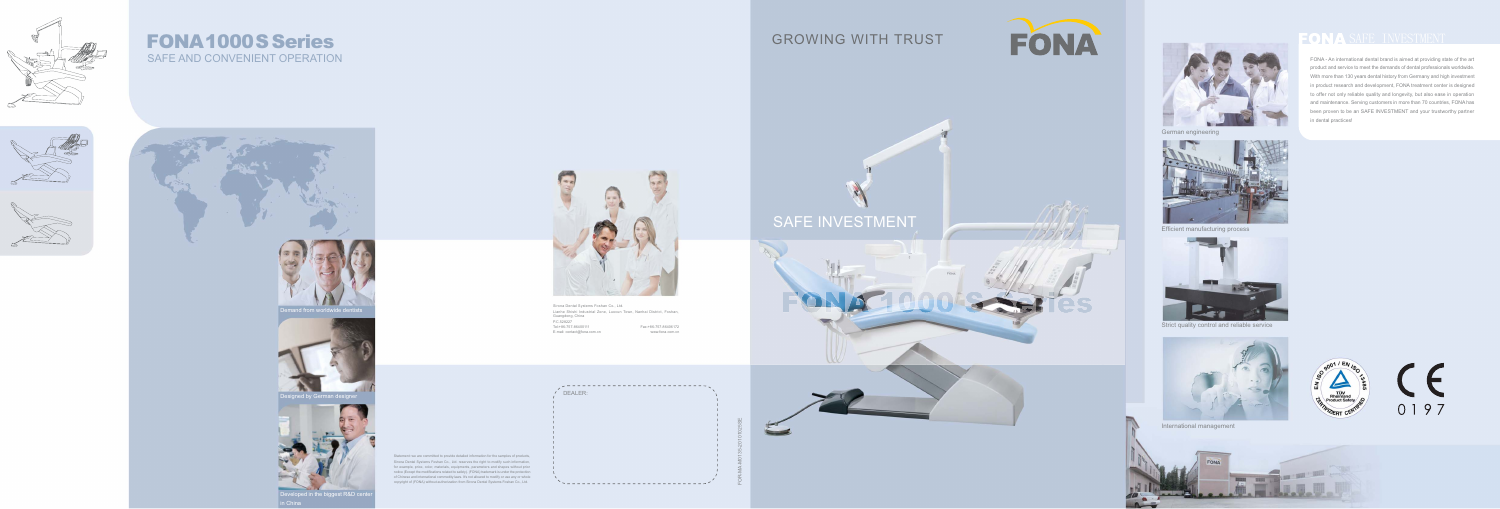# FONA 1000 S Series

## SAFE AND CONVENIENT OPERATION

Demand from worldwide dentists

Designed by German designer

Developed in the biggest R&D center in China

Sirona Dental Systems Foshan Co., Ltd.
Lianhe Street, Industrial Zone, Lunjiao Town, Nanhai District, Foshan, Guangdong, China
P.C.528227
Tel:+86-757-86688-11 Fax:+86-757-86688-72
E-mail: contact@fona.com.cn www.fona.com.cn

DEALER:

Statement: we are committed to provide detailed information for the samples of products. Sirona Dental Systems Foshan Co., Ltd. reserves the right to modify such information, for example, price, color, materials, equipments, parameters and images without prior notice (Except the modification related to safety). FONA trademark is under the protection of Chinese and international commodity laws. It is not allowed to modify or use any or all the copyright of FONA without authorization from Sirona Dental Systems Foshan Co., Ltd.

FOR-MA-M01-2012-E02-E

## GROWING WITH TRUST

FONA

## SAFE INVESTMENT

FONA 1000 S Series

## FONA SAFE INVESTMENT

FONA - An international dental brand is aimed at providing state of the art product and service to meet the demands of dental professionals worldwide. With more than 130 years dental history from Germany and high investment in product research and development, FONA treatment center is designed to offer not only reliable quality and longevity, but also ease in operation and maintenance. Serving customers in more than 70 countries, FONA has been proven to be an SAFE INVESTMENT and your trustworthy partner in dental practice!

German engineering

Efficient manufacturing process

Strict quality control and reliable service

International management

EN ISO 9001 / EN ISO 13485 TÜV Rheinland Product Safety MANAGEMENT SYSTEM CERTIFIED

CE 0197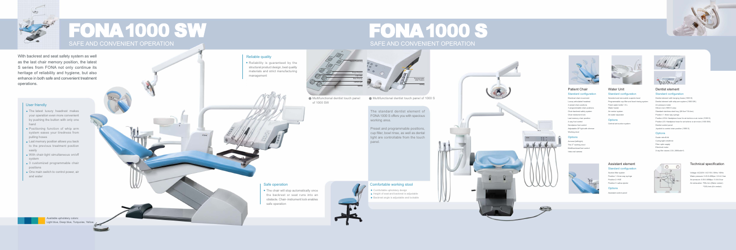# FONA1000 SW

SAFE AND CONVENIENT OPERATION

With backrest and seat safety system as well as the last chair memory position, the latest S series from FONA not only continue its heritage of reliability and hygiene, but also enhance in both safe and convenient treatment operations.

## User friendly

- The latest luxury headrest makes your operation even more convenient by pushing the button with only one hand
- Positioning function of whip arm system eases your tiredness from pulling hoses
- Last memory position allows you back to the previous treatment position easily
- With chair-light simultaneous on/off system
- 3 customized programmable chair positions
- One main switch to control power, air and water

Available upholstery colors:
Light blue, Deep blue, Turquoise, Yellow

## Reliable quality

- Reliability is guaranteed by the structural product design, best quality materials and strict manufacturing management

Multifunctional dentist touch panel of 1000 SW

Multifunctional dentist touch panel of 1000 S

The standard dentist element of FONA1000 S offers you with spacious working area.

Preset and programmable positions, cup filler, bowl rinse, as well as dental light are controllable from the touch panel.

## Safe operation

- The chair will stop automatically once the backrest or seat runs into an obstacle. Chair- instrument lock enables safe operation

## Comfortable working stool

- Comfortable upholstery design
- Height of seat and backrest is adjustable
- Backrest angle is adjustable and lockable

# FONA1000 S

SAFE AND CONVENIENT OPERATION

## Patient Chair

### Standard configuration

Electrical chair movement
Luxury articulated headrest
2 preset chair positions
3 programmable chair positions
Chair backrest safety system
Chair-instrument lock
Last memory chair position
4-way foot control
Handpiece foot control
Adjustable OP light with dimmer
Working stool

### Options

Armrest (left/right)
The 2nd working stool
Multifunctional foot control
Intra-oral camera

## Water Unit

### Standard configuration

Swiveled and removable suspidor bowl
Programmable cup filler and bowl rinsing system
Fresh water bottle 1.5 L
Water heater
Air control system
Air water separator

### Options

Central air suction system

## Dentist element

### Standard configuration

Dentist element with hanging hoses (1000 S)
Dentist element with whip arm system (1000 SW)
Air pressure meter
Sliced tray (1000 S only)
Standard stainless steel tray (28.5cm*18.4cm)
Position 1: three way syringe
Position 2/3/4: Handpiece hose for air turbine or air motor (1000 S)
Position 2/3: Handpiece hose for air turbine or air motor (1000 SW)
Dentist control panel
Joystick to control chair position (1000 S)

### Options

Scaler retrofit kit
Curing light retrofit kit
Fiber optic supply
Electrical motor
X-ray film viewer (12V 200Watt/m²)

## Assistant element

### Standard configuration

Suction filter system
Position 1: three way syringe
Position 2: HVE
Position 3: saliva ejector

### Options

Assistant control panel

## Technical specification

Voltage: AC220V / AC110V, 50Hz / 60Hz
Water pressure: 0.25-0.4Mpa / 2.5-4.0 bar
Air pressure: 0.55-0.8Mpa / 5.5-8.0 bar
Air exhaustion: ≤50L/min (Water version)
≤200L/min (Air version)